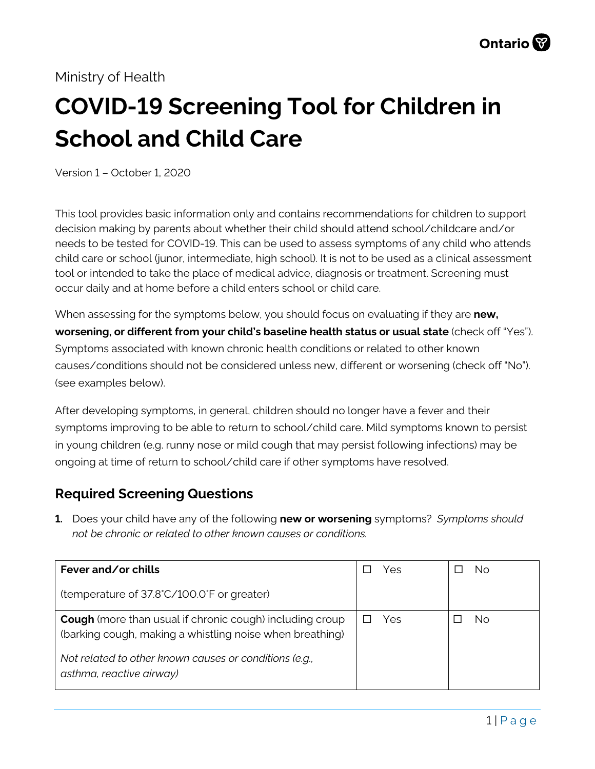Ministry of Health

# COVID-19 Screening Tool for Children in School and Child Care

Version 1 – October 1, 2020

This tool provides basic information only and contains recommendations for children to support decision making by parents about whether their child should attend school/childcare and/or needs to be tested for COVID-19. This can be used to assess symptoms of any child who attends child care or school (junor, intermediate, high school). It is not to be used as a clinical assessment tool or intended to take the place of medical advice, diagnosis or treatment. Screening must occur daily and at home before a child enters school or child care.

When assessing for the symptoms below, you should focus on evaluating if they are **new, worsening, or different from your child's baseline health status or usual state** (check off "Yes"). Symptoms associated with known chronic health conditions or related to other known causes/conditions should not be considered unless new, different or worsening (check off "No"). (see examples below).

After developing symptoms, in general, children should no longer have a fever and their symptoms improving to be able to return to school/child care. Mild symptoms known to persist in young children (e.g. runny nose or mild cough that may persist following infections) may be ongoing at time of return to school/child care if other symptoms have resolved.

## Required Screening Questions

**1.** Does your child have any of the following **new or worsening** symptoms? *Symptoms should not be chronic or related to other known causes or conditions.*

| Symptom | Yes | No |
|---|---|---|
| **Fever and/or chills**<br><br>(temperature of 37.8°C/100.0°F or greater) | ☐ Yes | ☐ No |
| **Cough** (more than usual if chronic cough) including croup (barking cough, making a whistling noise when breathing)<br><br>*Not related to other known causes or conditions (e.g., asthma, reactive airway)* | ☐ Yes | ☐ No |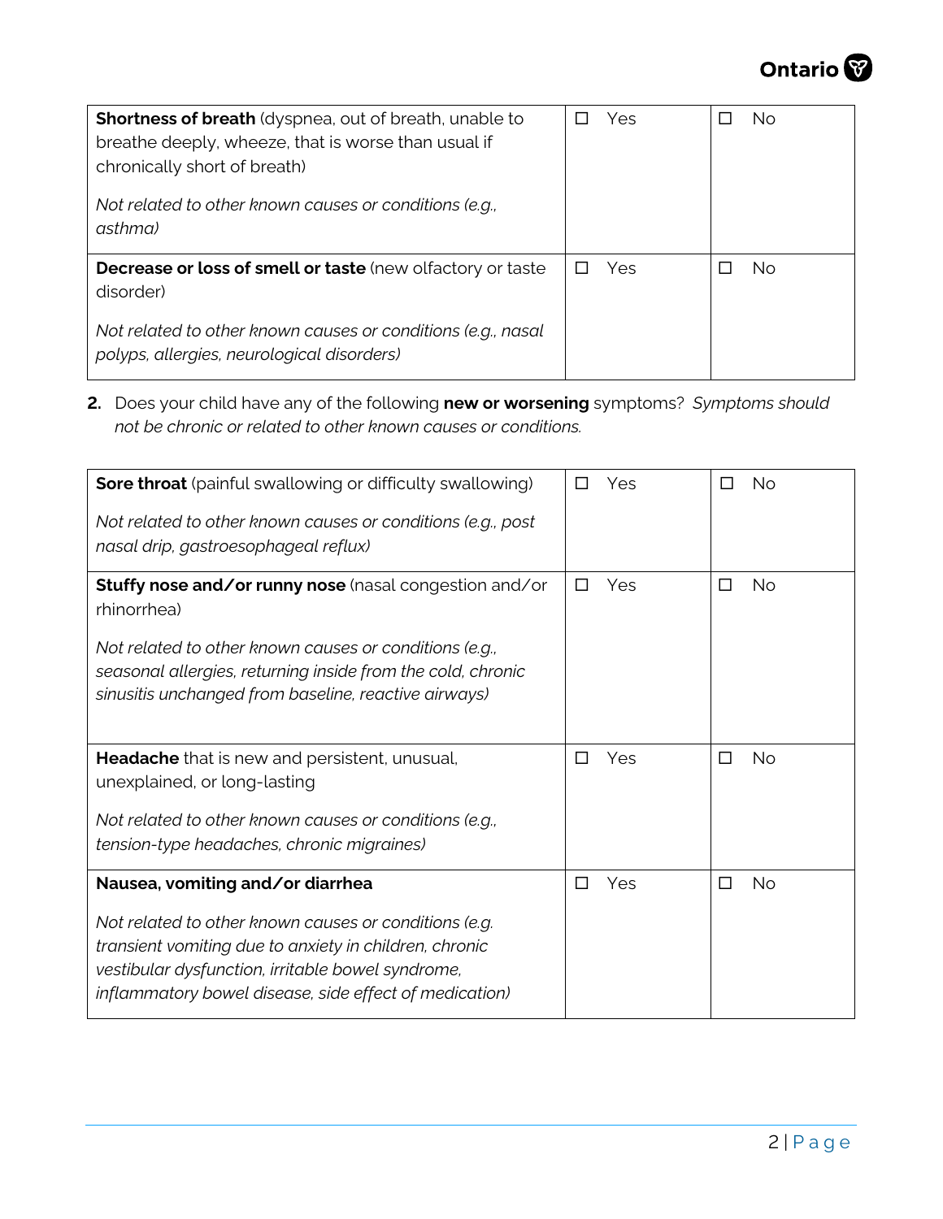| Symptom | Yes | No |
|---|---|---|
| **Shortness of breath** (dyspnea, out of breath, unable to breathe deeply, wheeze, that is worse than usual if chronically short of breath)<br><br>*Not related to other known causes or conditions (e.g., asthma)* | ☐ Yes | ☐ No |
| **Decrease or loss of smell or taste** (new olfactory or taste disorder)<br><br>*Not related to other known causes or conditions (e.g., nasal polyps, allergies, neurological disorders)* | ☐ Yes | ☐ No |

2. Does your child have any of the following **new or worsening** symptoms? *Symptoms should not be chronic or related to other known causes or conditions.*

| Symptom | Yes | No |
|---|---|---|
| **Sore throat** (painful swallowing or difficulty swallowing)<br><br>*Not related to other known causes or conditions (e.g., post nasal drip, gastroesophageal reflux)* | ☐ Yes | ☐ No |
| **Stuffy nose and/or runny nose** (nasal congestion and/or rhinorrhea)<br><br>*Not related to other known causes or conditions (e.g., seasonal allergies, returning inside from the cold, chronic sinusitis unchanged from baseline, reactive airways)* | ☐ Yes | ☐ No |
| **Headache** that is new and persistent, unusual, unexplained, or long-lasting<br><br>*Not related to other known causes or conditions (e.g., tension-type headaches, chronic migraines)* | ☐ Yes | ☐ No |
| **Nausea, vomiting and/or diarrhea**<br><br>*Not related to other known causes or conditions (e.g. transient vomiting due to anxiety in children, chronic vestibular dysfunction, irritable bowel syndrome, inflammatory bowel disease, side effect of medication)* | ☐ Yes | ☐ No |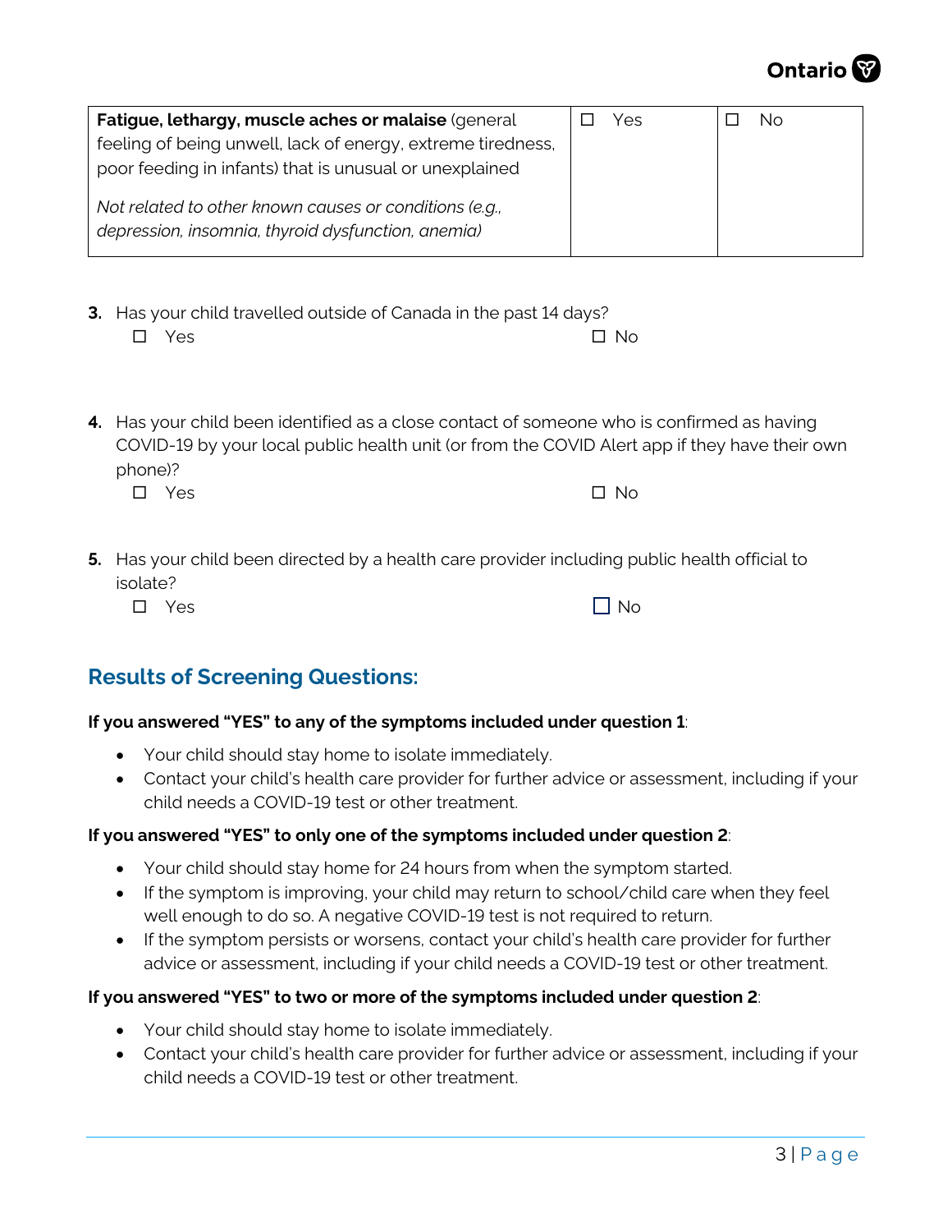| **Fatigue, lethargy, muscle aches or malaise** (general feeling of being unwell, lack of energy, extreme tiredness, poor feeding in infants) that is unusual or unexplained<br><br>*Not related to other known causes or conditions (e.g., depression, insomnia, thyroid dysfunction, anemia)* | ☐ Yes | ☐ No |
|---|---|---|

**3.** Has your child travelled outside of Canada in the past 14 days?

☐ Yes ☐ No

**4.** Has your child been identified as a close contact of someone who is confirmed as having COVID-19 by your local public health unit (or from the COVID Alert app if they have their own phone)?

☐ Yes ☐ No

**5.** Has your child been directed by a health care provider including public health official to isolate?

☐ Yes ☐ No

## Results of Screening Questions:

**If you answered "YES" to any of the symptoms included under question 1**:

- Your child should stay home to isolate immediately.
- Contact your child's health care provider for further advice or assessment, including if your child needs a COVID-19 test or other treatment.

**If you answered "YES" to only one of the symptoms included under question 2**:

- Your child should stay home for 24 hours from when the symptom started.
- If the symptom is improving, your child may return to school/child care when they feel well enough to do so. A negative COVID-19 test is not required to return.
- If the symptom persists or worsens, contact your child's health care provider for further advice or assessment, including if your child needs a COVID-19 test or other treatment.

**If you answered "YES" to two or more of the symptoms included under question 2**:

- Your child should stay home to isolate immediately.
- Contact your child's health care provider for further advice or assessment, including if your child needs a COVID-19 test or other treatment.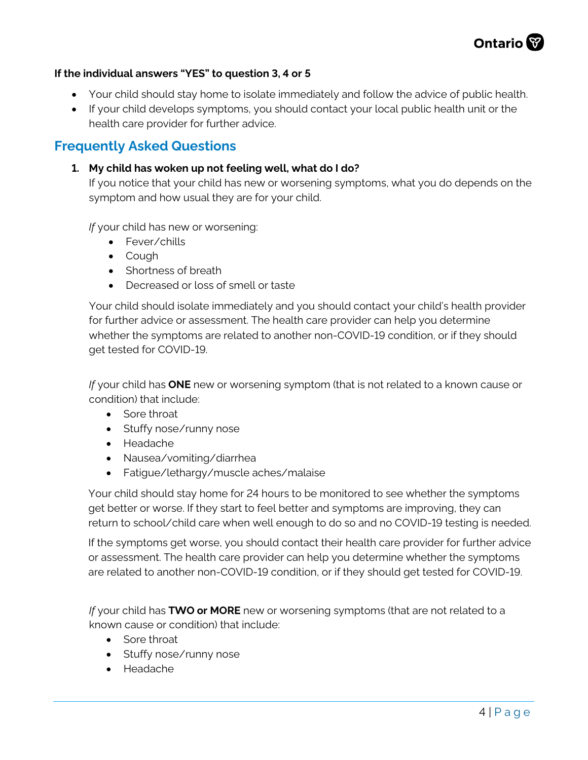**If the individual answers "YES" to question 3, 4 or 5**

- Your child should stay home to isolate immediately and follow the advice of public health.
- If your child develops symptoms, you should contact your local public health unit or the health care provider for further advice.

## Frequently Asked Questions

1. **My child has woken up not feeling well, what do I do?**

   If you notice that your child has new or worsening symptoms, what you do depends on the symptom and how usual they are for your child.

   *If* your child has new or worsening:

   - Fever/chills
   - Cough
   - Shortness of breath
   - Decreased or loss of smell or taste

   Your child should isolate immediately and you should contact your child's health provider for further advice or assessment. The health care provider can help you determine whether the symptoms are related to another non-COVID-19 condition, or if they should get tested for COVID-19.

   *If* your child has **ONE** new or worsening symptom (that is not related to a known cause or condition) that include:

   - Sore throat
   - Stuffy nose/runny nose
   - Headache
   - Nausea/vomiting/diarrhea
   - Fatigue/lethargy/muscle aches/malaise

   Your child should stay home for 24 hours to be monitored to see whether the symptoms get better or worse. If they start to feel better and symptoms are improving, they can return to school/child care when well enough to do so and no COVID-19 testing is needed.

   If the symptoms get worse, you should contact their health care provider for further advice or assessment. The health care provider can help you determine whether the symptoms are related to another non-COVID-19 condition, or if they should get tested for COVID-19.

   *If* your child has **TWO or MORE** new or worsening symptoms (that are not related to a known cause or condition) that include:

   - Sore throat
   - Stuffy nose/runny nose
   - Headache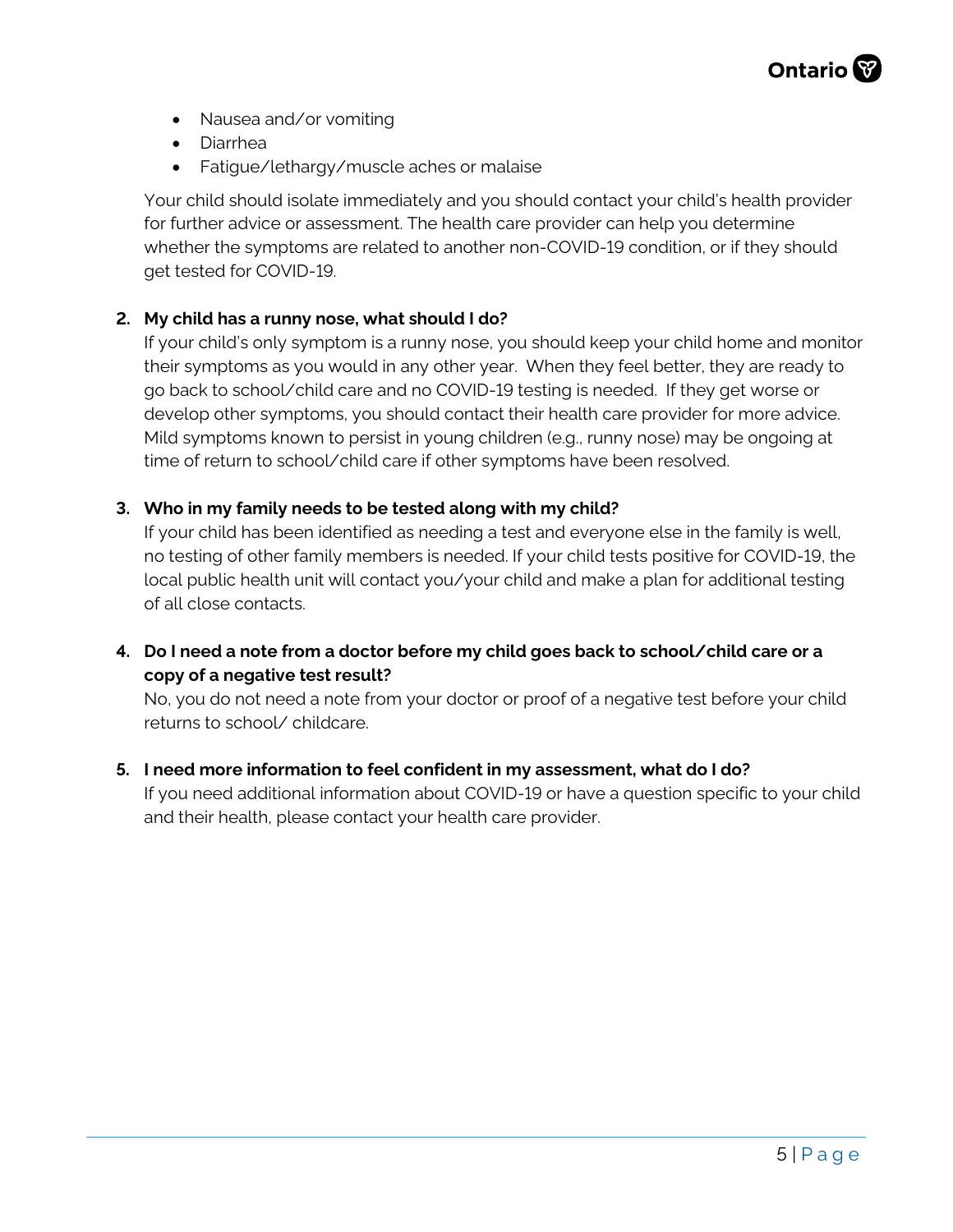- Nausea and/or vomiting
- Diarrhea
- Fatigue/lethargy/muscle aches or malaise

Your child should isolate immediately and you should contact your child's health provider for further advice or assessment. The health care provider can help you determine whether the symptoms are related to another non-COVID-19 condition, or if they should get tested for COVID-19.

2. **My child has a runny nose, what should I do?**
   If your child's only symptom is a runny nose, you should keep your child home and monitor their symptoms as you would in any other year. When they feel better, they are ready to go back to school/child care and no COVID-19 testing is needed. If they get worse or develop other symptoms, you should contact their health care provider for more advice. Mild symptoms known to persist in young children (e.g., runny nose) may be ongoing at time of return to school/child care if other symptoms have been resolved.

3. **Who in my family needs to be tested along with my child?**
   If your child has been identified as needing a test and everyone else in the family is well, no testing of other family members is needed. If your child tests positive for COVID-19, the local public health unit will contact you/your child and make a plan for additional testing of all close contacts.

4. **Do I need a note from a doctor before my child goes back to school/child care or a copy of a negative test result?**
   No, you do not need a note from your doctor or proof of a negative test before your child returns to school/ childcare.

5. **I need more information to feel confident in my assessment, what do I do?**
   If you need additional information about COVID-19 or have a question specific to your child and their health, please contact your health care provider.